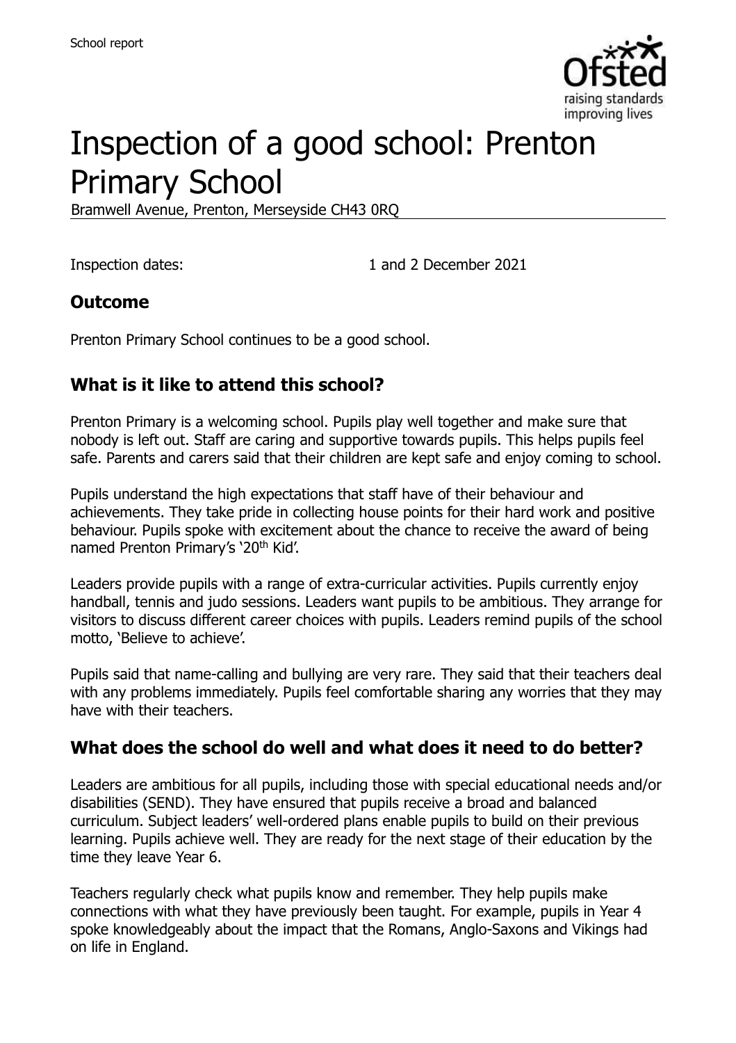# Inspection of a good school: Prenton Primary School

Bramwell Avenue, Prenton, Merseyside CH43 0RQ

Inspection dates: 1 and 2 December 2021

## Outcome

Prenton Primary School continues to be a good school.

## What is it like to attend this school?

Prenton Primary is a welcoming school. Pupils play well together and make sure that nobody is left out. Staff are caring and supportive towards pupils. This helps pupils feel safe. Parents and carers said that their children are kept safe and enjoy coming to school.

Pupils understand the high expectations that staff have of their behaviour and achievements. They take pride in collecting house points for their hard work and positive behaviour. Pupils spoke with excitement about the chance to receive the award of being named Prenton Primary's '20th Kid'.

Leaders provide pupils with a range of extra-curricular activities. Pupils currently enjoy handball, tennis and judo sessions. Leaders want pupils to be ambitious. They arrange for visitors to discuss different career choices with pupils. Leaders remind pupils of the school motto, 'Believe to achieve'.

Pupils said that name-calling and bullying are very rare. They said that their teachers deal with any problems immediately. Pupils feel comfortable sharing any worries that they may have with their teachers.

## What does the school do well and what does it need to do better?

Leaders are ambitious for all pupils, including those with special educational needs and/or disabilities (SEND). They have ensured that pupils receive a broad and balanced curriculum. Subject leaders' well-ordered plans enable pupils to build on their previous learning. Pupils achieve well. They are ready for the next stage of their education by the time they leave Year 6.

Teachers regularly check what pupils know and remember. They help pupils make connections with what they have previously been taught. For example, pupils in Year 4 spoke knowledgeably about the impact that the Romans, Anglo-Saxons and Vikings had on life in England.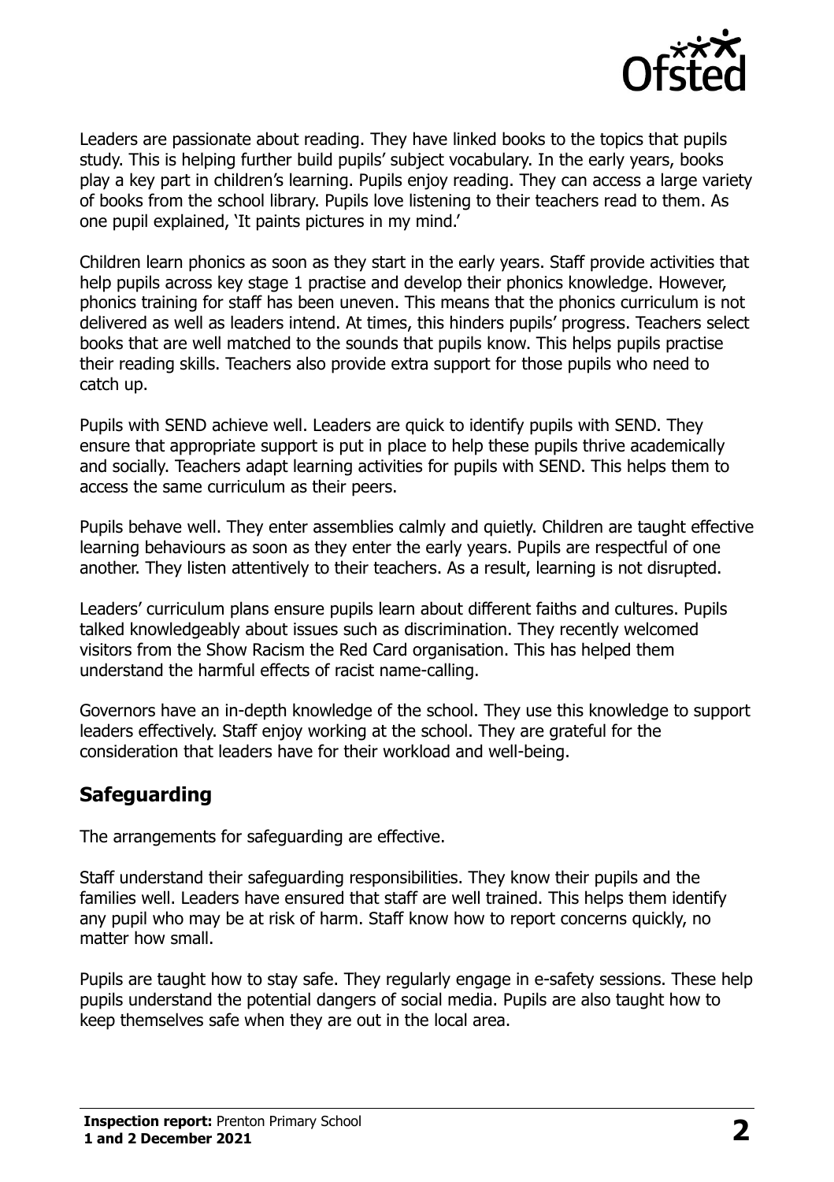Leaders are passionate about reading. They have linked books to the topics that pupils study. This is helping further build pupils' subject vocabulary. In the early years, books play a key part in children's learning. Pupils enjoy reading. They can access a large variety of books from the school library. Pupils love listening to their teachers read to them. As one pupil explained, 'It paints pictures in my mind.'

Children learn phonics as soon as they start in the early years. Staff provide activities that help pupils across key stage 1 practise and develop their phonics knowledge. However, phonics training for staff has been uneven. This means that the phonics curriculum is not delivered as well as leaders intend. At times, this hinders pupils' progress. Teachers select books that are well matched to the sounds that pupils know. This helps pupils practise their reading skills. Teachers also provide extra support for those pupils who need to catch up.

Pupils with SEND achieve well. Leaders are quick to identify pupils with SEND. They ensure that appropriate support is put in place to help these pupils thrive academically and socially. Teachers adapt learning activities for pupils with SEND. This helps them to access the same curriculum as their peers.

Pupils behave well. They enter assemblies calmly and quietly. Children are taught effective learning behaviours as soon as they enter the early years. Pupils are respectful of one another. They listen attentively to their teachers. As a result, learning is not disrupted.

Leaders' curriculum plans ensure pupils learn about different faiths and cultures. Pupils talked knowledgeably about issues such as discrimination. They recently welcomed visitors from the Show Racism the Red Card organisation. This has helped them understand the harmful effects of racist name-calling.

Governors have an in-depth knowledge of the school. They use this knowledge to support leaders effectively. Staff enjoy working at the school. They are grateful for the consideration that leaders have for their workload and well-being.

## Safeguarding

The arrangements for safeguarding are effective.

Staff understand their safeguarding responsibilities. They know their pupils and the families well. Leaders have ensured that staff are well trained. This helps them identify any pupil who may be at risk of harm. Staff know how to report concerns quickly, no matter how small.

Pupils are taught how to stay safe. They regularly engage in e-safety sessions. These help pupils understand the potential dangers of social media. Pupils are also taught how to keep themselves safe when they are out in the local area.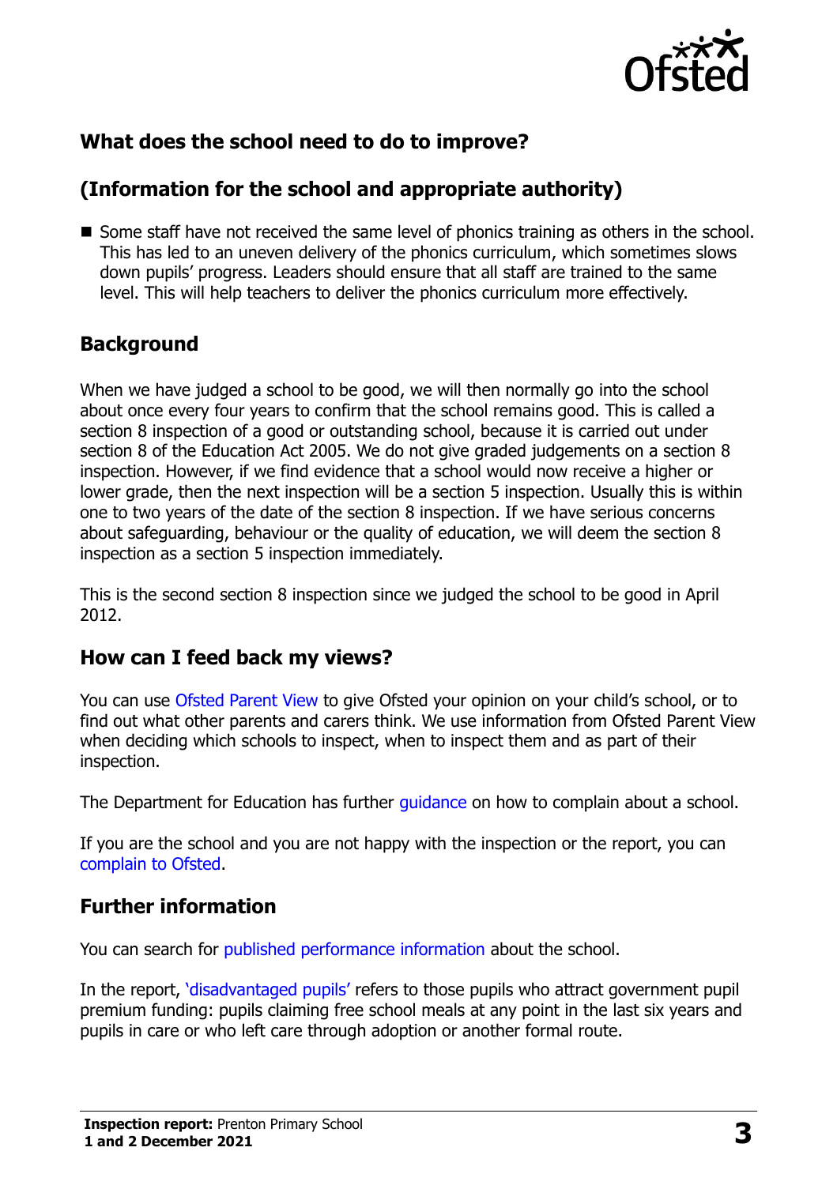## What does the school need to do to improve?

## (Information for the school and appropriate authority)

- Some staff have not received the same level of phonics training as others in the school. This has led to an uneven delivery of the phonics curriculum, which sometimes slows down pupils' progress. Leaders should ensure that all staff are trained to the same level. This will help teachers to deliver the phonics curriculum more effectively.

## Background

When we have judged a school to be good, we will then normally go into the school about once every four years to confirm that the school remains good. This is called a section 8 inspection of a good or outstanding school, because it is carried out under section 8 of the Education Act 2005. We do not give graded judgements on a section 8 inspection. However, if we find evidence that a school would now receive a higher or lower grade, then the next inspection will be a section 5 inspection. Usually this is within one to two years of the date of the section 8 inspection. If we have serious concerns about safeguarding, behaviour or the quality of education, we will deem the section 8 inspection as a section 5 inspection immediately.

This is the second section 8 inspection since we judged the school to be good in April 2012.

## How can I feed back my views?

You can use Ofsted Parent View to give Ofsted your opinion on your child's school, or to find out what other parents and carers think. We use information from Ofsted Parent View when deciding which schools to inspect, when to inspect them and as part of their inspection.

The Department for Education has further guidance on how to complain about a school.

If you are the school and you are not happy with the inspection or the report, you can complain to Ofsted.

## Further information

You can search for published performance information about the school.

In the report, 'disadvantaged pupils' refers to those pupils who attract government pupil premium funding: pupils claiming free school meals at any point in the last six years and pupils in care or who left care through adoption or another formal route.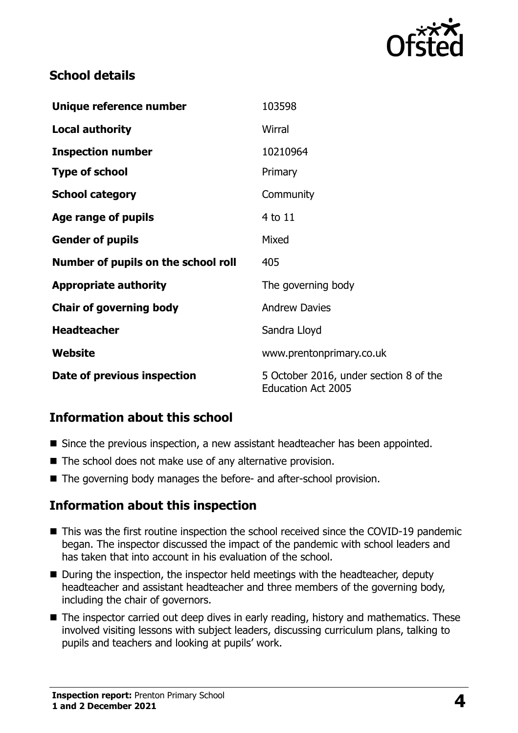## School details

| | |
|---|---|
| **Unique reference number** | 103598 |
| **Local authority** | Wirral |
| **Inspection number** | 10210964 |
| **Type of school** | Primary |
| **School category** | Community |
| **Age range of pupils** | 4 to 11 |
| **Gender of pupils** | Mixed |
| **Number of pupils on the school roll** | 405 |
| **Appropriate authority** | The governing body |
| **Chair of governing body** | Andrew Davies |
| **Headteacher** | Sandra Lloyd |
| **Website** | www.prentonprimary.co.uk |
| **Date of previous inspection** | 5 October 2016, under section 8 of the Education Act 2005 |

## Information about this school

- Since the previous inspection, a new assistant headteacher has been appointed.
- The school does not make use of any alternative provision.
- The governing body manages the before- and after-school provision.

## Information about this inspection

- This was the first routine inspection the school received since the COVID-19 pandemic began. The inspector discussed the impact of the pandemic with school leaders and has taken that into account in his evaluation of the school.
- During the inspection, the inspector held meetings with the headteacher, deputy headteacher and assistant headteacher and three members of the governing body, including the chair of governors.
- The inspector carried out deep dives in early reading, history and mathematics. These involved visiting lessons with subject leaders, discussing curriculum plans, talking to pupils and teachers and looking at pupils' work.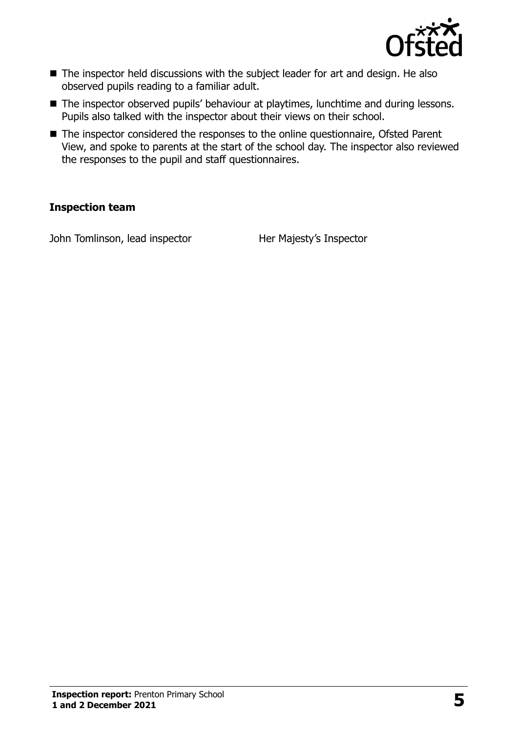- The inspector held discussions with the subject leader for art and design. He also observed pupils reading to a familiar adult.
- The inspector observed pupils' behaviour at playtimes, lunchtime and during lessons. Pupils also talked with the inspector about their views on their school.
- The inspector considered the responses to the online questionnaire, Ofsted Parent View, and spoke to parents at the start of the school day. The inspector also reviewed the responses to the pupil and staff questionnaires.

### Inspection team

| | |
|---|---|
| John Tomlinson, lead inspector | Her Majesty's Inspector |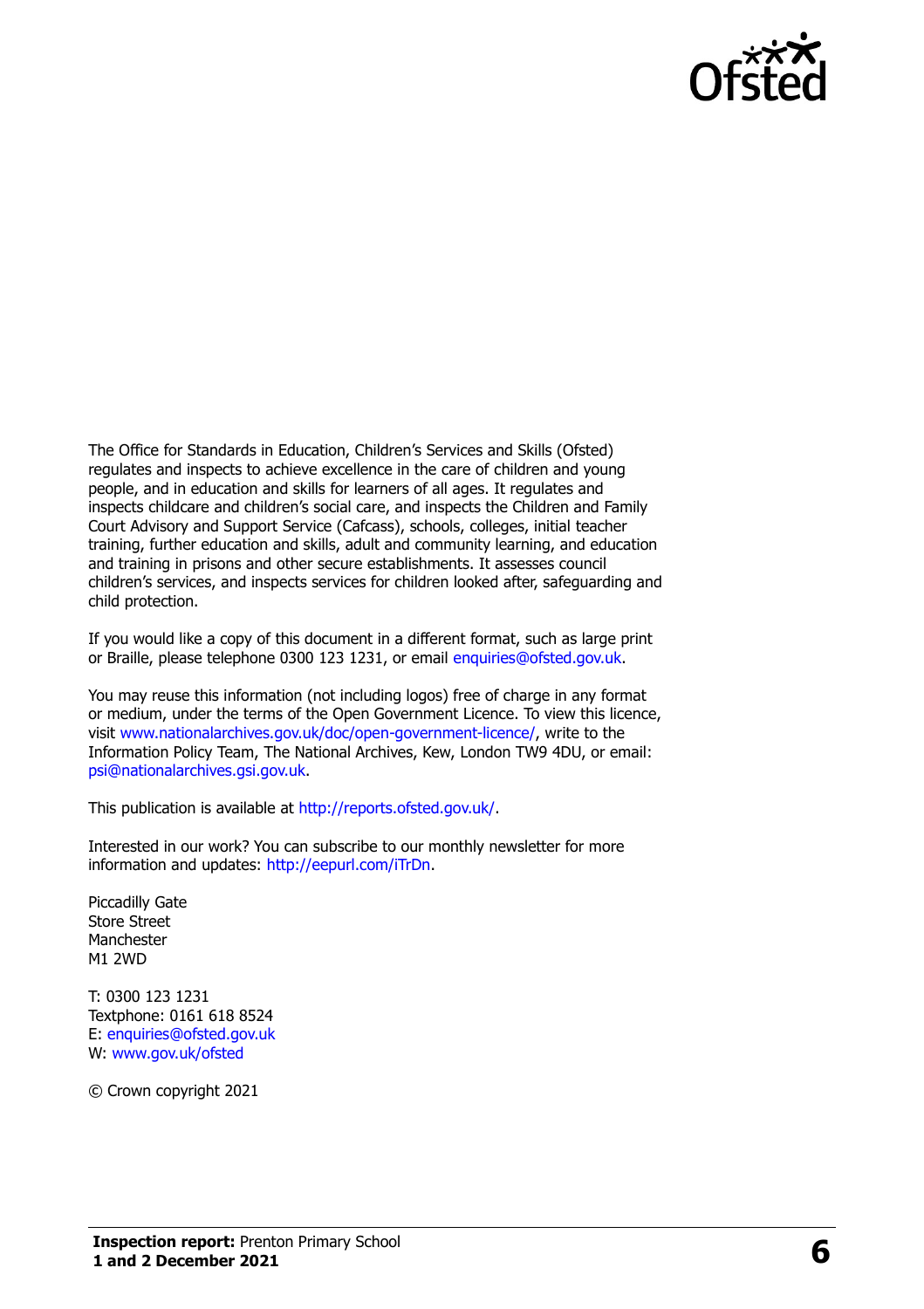The Office for Standards in Education, Children's Services and Skills (Ofsted) regulates and inspects to achieve excellence in the care of children and young people, and in education and skills for learners of all ages. It regulates and inspects childcare and children's social care, and inspects the Children and Family Court Advisory and Support Service (Cafcass), schools, colleges, initial teacher training, further education and skills, adult and community learning, and education and training in prisons and other secure establishments. It assesses council children's services, and inspects services for children looked after, safeguarding and child protection.

If you would like a copy of this document in a different format, such as large print or Braille, please telephone 0300 123 1231, or email enquiries@ofsted.gov.uk.

You may reuse this information (not including logos) free of charge in any format or medium, under the terms of the Open Government Licence. To view this licence, visit www.nationalarchives.gov.uk/doc/open-government-licence/, write to the Information Policy Team, The National Archives, Kew, London TW9 4DU, or email: psi@nationalarchives.gsi.gov.uk.

This publication is available at http://reports.ofsted.gov.uk/.

Interested in our work? You can subscribe to our monthly newsletter for more information and updates: http://eepurl.com/iTrDn.

Piccadilly Gate
Store Street
Manchester
M1 2WD

T: 0300 123 1231
Textphone: 0161 618 8524
E: enquiries@ofsted.gov.uk
W: www.gov.uk/ofsted

© Crown copyright 2021